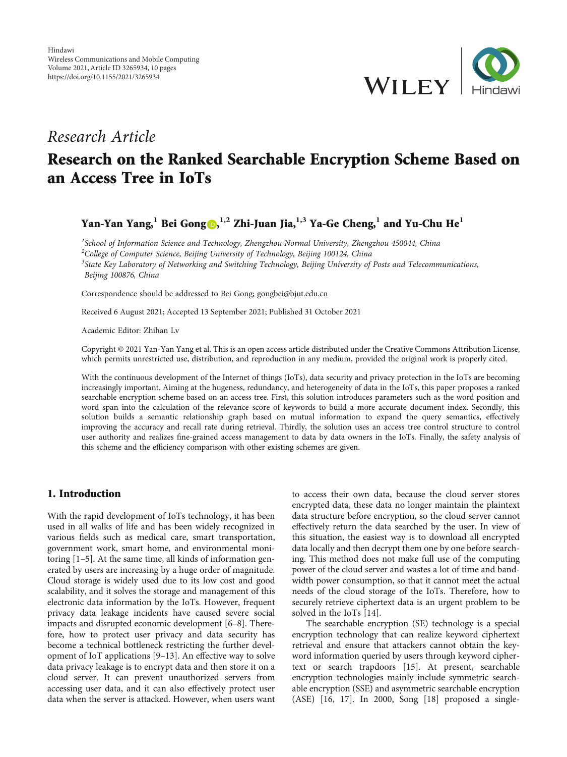Hindawi
Wireless Communications and Mobile Computing
Volume 2021, Article ID 3265934, 10 pages
https://doi.org/10.1155/2021/3265934

*Research Article*

# Research on the Ranked Searchable Encryption Scheme Based on an Access Tree in IoTs

**Yan-Yan Yang,[1] Bei Gong ,[1,2] Zhi-Juan Jia,[1,3] Ya-Ge Cheng,[1] and Yu-Chu He[1]**

[1]*School of Information Science and Technology, Zhengzhou Normal University, Zhengzhou 450044, China*
[2]*College of Computer Science, Beijing University of Technology, Beijing 100124, China*
[3]*State Key Laboratory of Networking and Switching Technology, Beijing University of Posts and Telecommunications, Beijing 100876, China*

Correspondence should be addressed to Bei Gong; gongbei@bjut.edu.cn

Received 6 August 2021; Accepted 13 September 2021; Published 31 October 2021

Academic Editor: Zhihan Lv

Copyright © 2021 Yan-Yan Yang et al. This is an open access article distributed under the Creative Commons Attribution License, which permits unrestricted use, distribution, and reproduction in any medium, provided the original work is properly cited.

With the continuous development of the Internet of things (IoTs), data security and privacy protection in the IoTs are becoming increasingly important. Aiming at the hugeness, redundancy, and heterogeneity of data in the IoTs, this paper proposes a ranked searchable encryption scheme based on an access tree. First, this solution introduces parameters such as the word position and word span into the calculation of the relevance score of keywords to build a more accurate document index. Secondly, this solution builds a semantic relationship graph based on mutual information to expand the query semantics, effectively improving the accuracy and recall rate during retrieval. Thirdly, the solution uses an access tree control structure to control user authority and realizes fine-grained access management to data by data owners in the IoTs. Finally, the safety analysis of this scheme and the efficiency comparison with other existing schemes are given.

## 1. Introduction

With the rapid development of IoTs technology, it has been used in all walks of life and has been widely recognized in various fields such as medical care, smart transportation, government work, smart home, and environmental monitoring [1–5]. At the same time, all kinds of information generated by users are increasing by a huge order of magnitude. Cloud storage is widely used due to its low cost and good scalability, and it solves the storage and management of this electronic data information by the IoTs. However, frequent privacy data leakage incidents have caused severe social impacts and disrupted economic development [6–8]. Therefore, how to protect user privacy and data security has become a technical bottleneck restricting the further development of IoT applications [9–13]. An effective way to solve data privacy leakage is to encrypt data and then store it on a cloud server. It can prevent unauthorized servers from accessing user data, and it can also effectively protect user data when the server is attacked. However, when users want to access their own data, because the cloud server stores encrypted data, these data no longer maintain the plaintext data structure before encryption, so the cloud server cannot effectively return the data searched by the user. In view of this situation, the easiest way is to download all encrypted data locally and then decrypt them one by one before searching. This method does not make full use of the computing power of the cloud server and wastes a lot of time and bandwidth power consumption, so that it cannot meet the actual needs of the cloud storage of the IoTs. Therefore, how to securely retrieve ciphertext data is an urgent problem to be solved in the IoTs [14].

The searchable encryption (SE) technology is a special encryption technology that can realize keyword ciphertext retrieval and ensure that attackers cannot obtain the keyword information queried by users through keyword ciphertext or search trapdoors [15]. At present, searchable encryption technologies mainly include symmetric searchable encryption (SSE) and asymmetric searchable encryption (ASE) [16, 17]. In 2000, Song [18] proposed a single-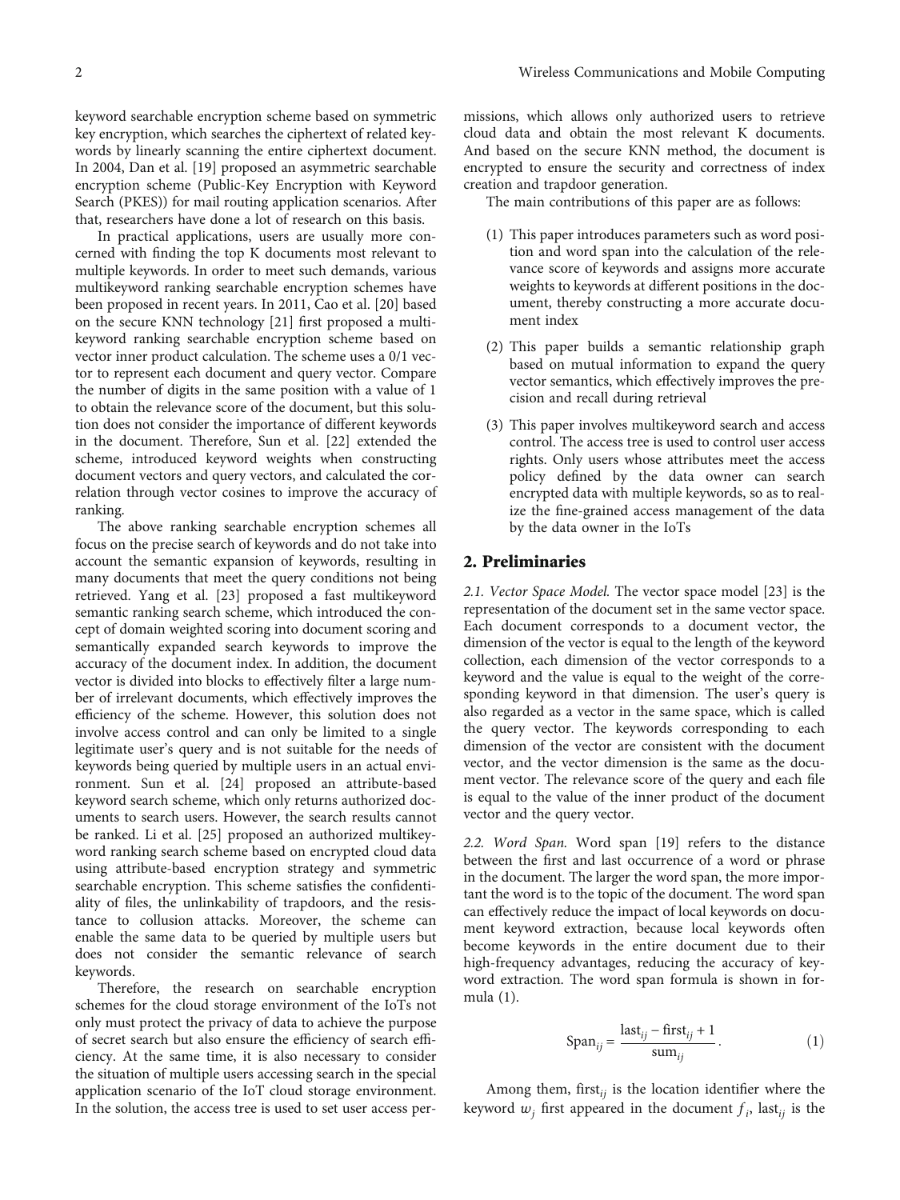keyword searchable encryption scheme based on symmetric key encryption, which searches the ciphertext of related keywords by linearly scanning the entire ciphertext document. In 2004, Dan et al. [19] proposed an asymmetric searchable encryption scheme (Public-Key Encryption with Keyword Search (PKES)) for mail routing application scenarios. After that, researchers have done a lot of research on this basis.

In practical applications, users are usually more concerned with finding the top K documents most relevant to multiple keywords. In order to meet such demands, various multikeyword ranking searchable encryption schemes have been proposed in recent years. In 2011, Cao et al. [20] based on the secure KNN technology [21] first proposed a multikeyword ranking searchable encryption scheme based on vector inner product calculation. The scheme uses a 0/1 vector to represent each document and query vector. Compare the number of digits in the same position with a value of 1 to obtain the relevance score of the document, but this solution does not consider the importance of different keywords in the document. Therefore, Sun et al. [22] extended the scheme, introduced keyword weights when constructing document vectors and query vectors, and calculated the correlation through vector cosines to improve the accuracy of ranking.

The above ranking searchable encryption schemes all focus on the precise search of keywords and do not take into account the semantic expansion of keywords, resulting in many documents that meet the query conditions not being retrieved. Yang et al. [23] proposed a fast multikeyword semantic ranking search scheme, which introduced the concept of domain weighted scoring into document scoring and semantically expanded search keywords to improve the accuracy of the document index. In addition, the document vector is divided into blocks to effectively filter a large number of irrelevant documents, which effectively improves the efficiency of the scheme. However, this solution does not involve access control and can only be limited to a single legitimate user's query and is not suitable for the needs of keywords being queried by multiple users in an actual environment. Sun et al. [24] proposed an attribute-based keyword search scheme, which only returns authorized documents to search users. However, the search results cannot be ranked. Li et al. [25] proposed an authorized multikeyword ranking search scheme based on encrypted cloud data using attribute-based encryption strategy and symmetric searchable encryption. This scheme satisfies the confidentiality of files, the unlinkability of trapdoors, and the resistance to collusion attacks. Moreover, the scheme can enable the same data to be queried by multiple users but does not consider the semantic relevance of search keywords.

Therefore, the research on searchable encryption schemes for the cloud storage environment of the IoTs not only must protect the privacy of data to achieve the purpose of secret search but also ensure the efficiency of search efficiency. At the same time, it is also necessary to consider the situation of multiple users accessing search in the special application scenario of the IoT cloud storage environment. In the solution, the access tree is used to set user access permissions, which allows only authorized users to retrieve cloud data and obtain the most relevant K documents. And based on the secure KNN method, the document is encrypted to ensure the security and correctness of index creation and trapdoor generation.

The main contributions of this paper are as follows:

(1) This paper introduces parameters such as word position and word span into the calculation of the relevance score of keywords and assigns more accurate weights to keywords at different positions in the document, thereby constructing a more accurate document index

(2) This paper builds a semantic relationship graph based on mutual information to expand the query vector semantics, which effectively improves the precision and recall during retrieval

(3) This paper involves multikeyword search and access control. The access tree is used to control user access rights. Only users whose attributes meet the access policy defined by the data owner can search encrypted data with multiple keywords, so as to realize the fine-grained access management of the data by the data owner in the IoTs

## 2. Preliminaries

*2.1. Vector Space Model.* The vector space model [23] is the representation of the document set in the same vector space. Each document corresponds to a document vector, the dimension of the vector is equal to the length of the keyword collection, each dimension of the vector corresponds to a keyword and the value is equal to the weight of the corresponding keyword in that dimension. The user's query is also regarded as a vector in the same space, which is called the query vector. The keywords corresponding to each dimension of the vector are consistent with the document vector, and the vector dimension is the same as the document vector. The relevance score of the query and each file is equal to the value of the inner product of the document vector and the query vector.

*2.2. Word Span.* Word span [19] refers to the distance between the first and last occurrence of a word or phrase in the document. The larger the word span, the more important the word is to the topic of the document. The word span can effectively reduce the impact of local keywords on document keyword extraction, because local keywords often become keywords in the entire document due to their high-frequency advantages, reducing the accuracy of keyword extraction. The word span formula is shown in formula (1).

$$\text{Span}_{ij} = \frac{\text{last}_{ij} - \text{first}_{ij} + 1}{\text{sum}_{ij}}. \tag{1}$$

Among them, $\text{first}_{ij}$ is the location identifier where the keyword $w_j$ first appeared in the document $f_i$, $\text{last}_{ij}$ is the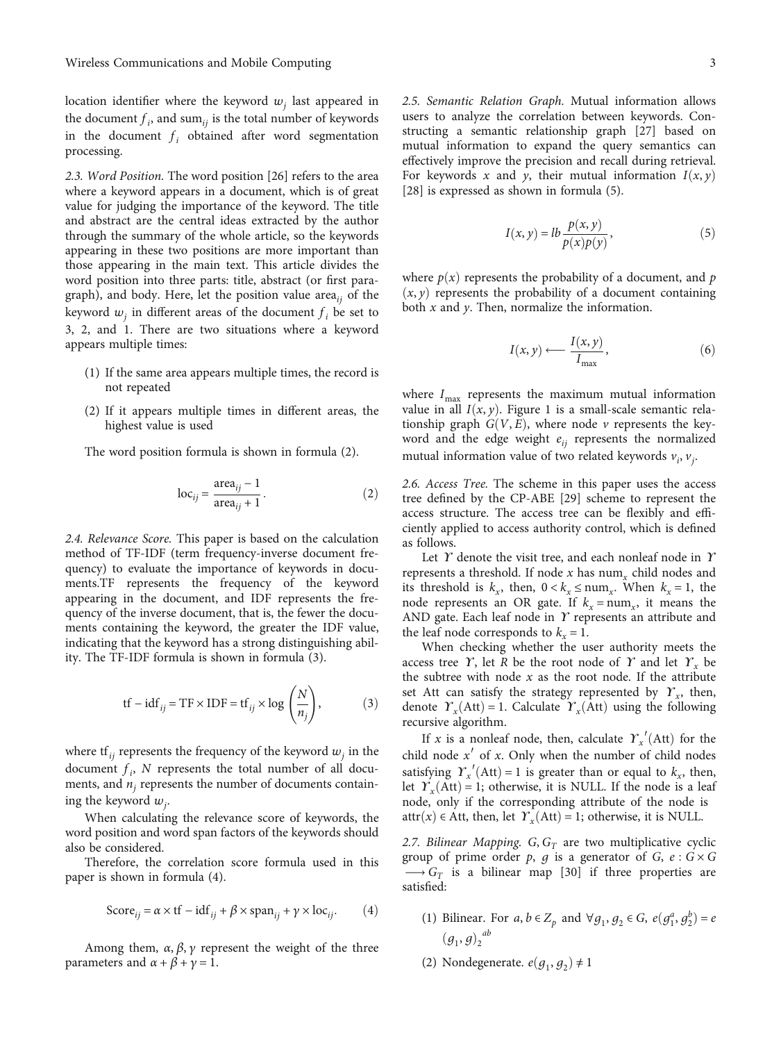location identifier where the keyword $w_j$ last appeared in the document $f_i$, and $\mathrm{sum}_{ij}$ is the total number of keywords in the document $f_i$ obtained after word segmentation processing.

### 2.3. Word Position

The word position [26] refers to the area where a keyword appears in a document, which is of great value for judging the importance of the keyword. The title and abstract are the central ideas extracted by the author through the summary of the whole article, so the keywords appearing in these two positions are more important than those appearing in the main text. This article divides the word position into three parts: title, abstract (or first paragraph), and body. Here, let the position value $\mathrm{area}_{ij}$ of the keyword $w_j$ in different areas of the document $f_i$ be set to 3, 2, and 1. There are two situations where a keyword appears multiple times:

(1) If the same area appears multiple times, the record is not repeated

(2) If it appears multiple times in different areas, the highest value is used

The word position formula is shown in formula (2).

$$\mathrm{loc}_{ij} = \frac{\mathrm{area}_{ij} - 1}{\mathrm{area}_{ij} + 1}. \tag{2}$$

### 2.4. Relevance Score

This paper is based on the calculation method of TF-IDF (term frequency-inverse document frequency) to evaluate the importance of keywords in documents.TF represents the frequency of the keyword appearing in the document, and IDF represents the frequency of the inverse document, that is, the fewer the documents containing the keyword, the greater the IDF value, indicating that the keyword has a strong distinguishing ability. The TF-IDF formula is shown in formula (3).

$$\mathrm{tf} - \mathrm{idf}_{ij} = \mathrm{TF} \times \mathrm{IDF} = \mathrm{tf}_{ij} \times \log\left(\frac{N}{n_j}\right), \tag{3}$$

where $\mathrm{tf}_{ij}$ represents the frequency of the keyword $w_j$ in the document $f_i$, $N$ represents the total number of all documents, and $n_j$ represents the number of documents containing the keyword $w_j$.

When calculating the relevance score of keywords, the word position and word span factors of the keywords should also be considered.

Therefore, the correlation score formula used in this paper is shown in formula (4).

$$\mathrm{Score}_{ij} = \alpha \times \mathrm{tf} - \mathrm{idf}_{ij} + \beta \times \mathrm{span}_{ij} + \gamma \times \mathrm{loc}_{ij}. \tag{4}$$

Among them, $\alpha, \beta, \gamma$ represent the weight of the three parameters and $\alpha + \beta + \gamma = 1$.

### 2.5. Semantic Relation Graph

Mutual information allows users to analyze the correlation between keywords. Constructing a semantic relationship graph [27] based on mutual information to expand the query semantics can effectively improve the precision and recall during retrieval. For keywords $x$ and $y$, their mutual information $I(x, y)$ [28] is expressed as shown in formula (5).

$$I(x, y) = lb\,\frac{p(x, y)}{p(x)p(y)}, \tag{5}$$

where $p(x)$ represents the probability of a document, and $p(x, y)$ represents the probability of a document containing both $x$ and $y$. Then, normalize the information.

$$I(x, y) \longleftarrow \frac{I(x, y)}{I_{\max}}, \tag{6}$$

where $I_{\max}$ represents the maximum mutual information value in all $I(x, y)$. Figure 1 is a small-scale semantic relationship graph $G(V, E)$, where node $v$ represents the keyword and the edge weight $e_{ij}$ represents the normalized mutual information value of two related keywords $v_i, v_j$.

### 2.6. Access Tree

The scheme in this paper uses the access tree defined by the CP-ABE [29] scheme to represent the access structure. The access tree can be flexibly and efficiently applied to access authority control, which is defined as follows.

Let $\Upsilon$ denote the visit tree, and each nonleaf node in $\Upsilon$ represents a threshold. If node $x$ has $\mathrm{num}_x$ child nodes and its threshold is $k_x$, then, $0 < k_x \leq \mathrm{num}_x$. When $k_x = 1$, the node represents an OR gate. If $k_x = \mathrm{num}_x$, it means the AND gate. Each leaf node in $\Upsilon$ represents an attribute and the leaf node corresponds to $k_x = 1$.

When checking whether the user authority meets the access tree $\Upsilon$, let $R$ be the root node of $\Upsilon$ and let $\Upsilon_x$ be the subtree with node $x$ as the root node. If the attribute set Att can satisfy the strategy represented by $\Upsilon_x$, then, denote $\Upsilon_x(\mathrm{Att}) = 1$. Calculate $\Upsilon_x(\mathrm{Att})$ using the following recursive algorithm.

If $x$ is a nonleaf node, then, calculate $\Upsilon_x{}'(\mathrm{Att})$ for the child node $x'$ of $x$. Only when the number of child nodes satisfying $\Upsilon_x{}'(\mathrm{Att}) = 1$ is greater than or equal to $k_x$, then, let $\Upsilon_x(\mathrm{Att}) = 1$; otherwise, it is NULL. If the node is a leaf node, only if the corresponding attribute of the node is $\mathrm{attr}(x) \in \mathrm{Att}$, then, let $\Upsilon_x(\mathrm{Att}) = 1$; otherwise, it is NULL.

### 2.7. Bilinear Mapping

$G, G_T$ are two multiplicative cyclic group of prime order $p$, $g$ is a generator of $G$, $e : G \times G \longrightarrow G_T$ is a bilinear map [30] if three properties are satisfied:

(1) Bilinear. For $a, b \in Z_p$ and $\forall g_1, g_2 \in G$, $e(g_1^a, g_2^b) = e(g_1, g)_2^{ab}$

(2) Nondegenerate. $e(g_1, g_2) \neq 1$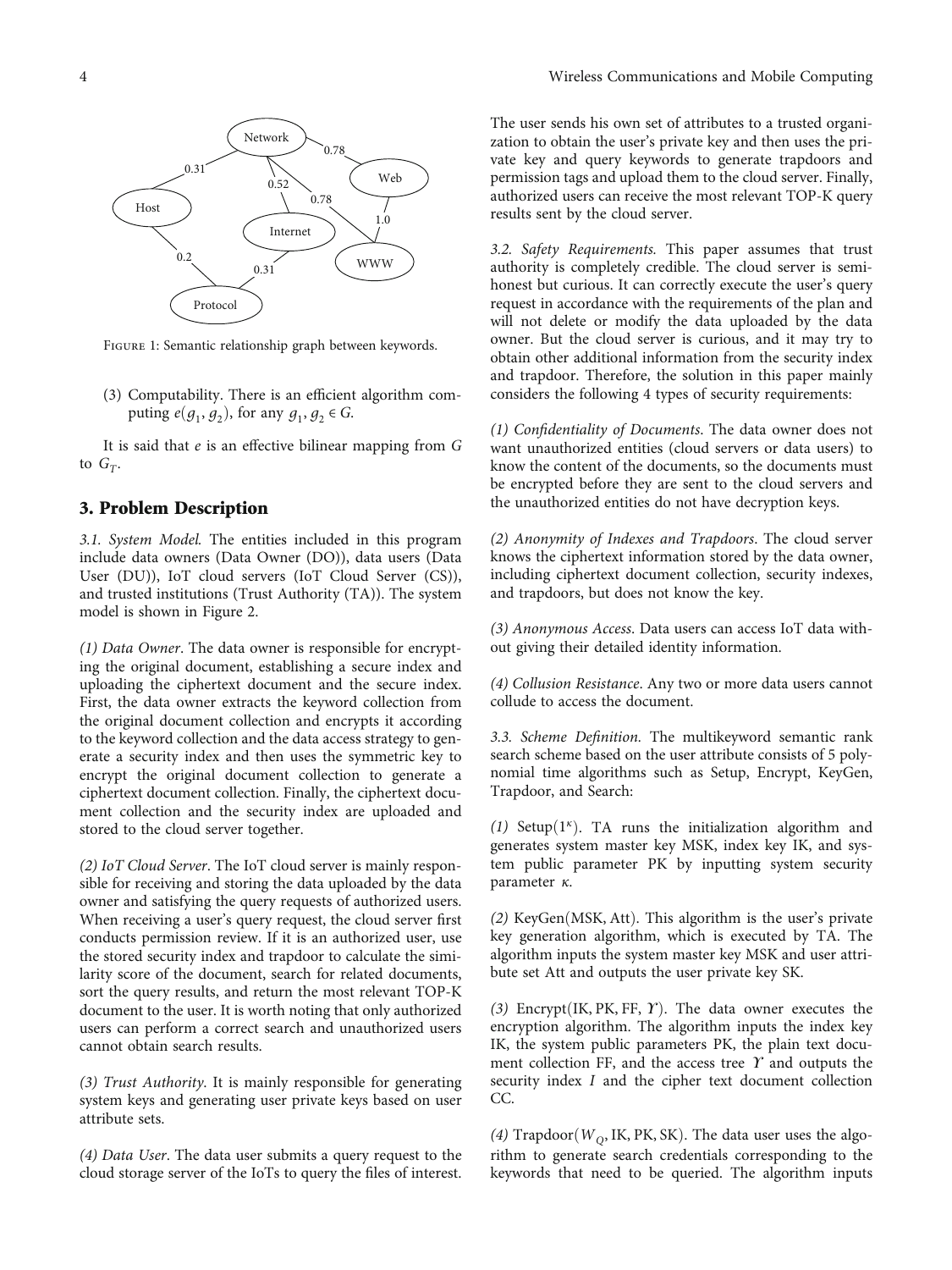Figure 1: Semantic relationship graph between keywords.

(3) Computability. There is an efficient algorithm computing $e(g_1, g_2)$, for any $g_1, g_2 \in G$.

It is said that $e$ is an effective bilinear mapping from $G$ to $G_T$.

## 3. Problem Description

*3.1. System Model.* The entities included in this program include data owners (Data Owner (DO)), data users (Data User (DU)), IoT cloud servers (IoT Cloud Server (CS)), and trusted institutions (Trust Authority (TA)). The system model is shown in Figure 2.

*(1) Data Owner*. The data owner is responsible for encrypting the original document, establishing a secure index and uploading the ciphertext document and the secure index. First, the data owner extracts the keyword collection from the original document collection and encrypts it according to the keyword collection and the data access strategy to generate a security index and then uses the symmetric key to encrypt the original document collection to generate a ciphertext document collection. Finally, the ciphertext document collection and the security index are uploaded and stored to the cloud server together.

*(2) IoT Cloud Server*. The IoT cloud server is mainly responsible for receiving and storing the data uploaded by the data owner and satisfying the query requests of authorized users. When receiving a user's query request, the cloud server first conducts permission review. If it is an authorized user, use the stored security index and trapdoor to calculate the similarity score of the document, search for related documents, sort the query results, and return the most relevant TOP-K document to the user. It is worth noting that only authorized users can perform a correct search and unauthorized users cannot obtain search results.

*(3) Trust Authority*. It is mainly responsible for generating system keys and generating user private keys based on user attribute sets.

*(4) Data User*. The data user submits a query request to the cloud storage server of the IoTs to query the files of interest. The user sends his own set of attributes to a trusted organization to obtain the user's private key and then uses the private key and query keywords to generate trapdoors and permission tags and upload them to the cloud server. Finally, authorized users can receive the most relevant TOP-K query results sent by the cloud server.

*3.2. Safety Requirements.* This paper assumes that trust authority is completely credible. The cloud server is semihonest but curious. It can correctly execute the user's query request in accordance with the requirements of the plan and will not delete or modify the data uploaded by the data owner. But the cloud server is curious, and it may try to obtain other additional information from the security index and trapdoor. Therefore, the solution in this paper mainly considers the following 4 types of security requirements:

*(1) Confidentiality of Documents*. The data owner does not want unauthorized entities (cloud servers or data users) to know the content of the documents, so the documents must be encrypted before they are sent to the cloud servers and the unauthorized entities do not have decryption keys.

*(2) Anonymity of Indexes and Trapdoors*. The cloud server knows the ciphertext information stored by the data owner, including ciphertext document collection, security indexes, and trapdoors, but does not know the key.

*(3) Anonymous Access*. Data users can access IoT data without giving their detailed identity information.

*(4) Collusion Resistance*. Any two or more data users cannot collude to access the document.

*3.3. Scheme Definition.* The multikeyword semantic rank search scheme based on the user attribute consists of 5 polynomial time algorithms such as Setup, Encrypt, KeyGen, Trapdoor, and Search:

*(1)* Setup$(1^\kappa)$. TA runs the initialization algorithm and generates system master key MSK, index key IK, and system public parameter PK by inputting system security parameter $\kappa$.

*(2)* KeyGen(MSK, Att). This algorithm is the user's private key generation algorithm, which is executed by TA. The algorithm inputs the system master key MSK and user attribute set Att and outputs the user private key SK.

*(3)* Encrypt(IK, PK, FF, $\Upsilon$). The data owner executes the encryption algorithm. The algorithm inputs the index key IK, the system public parameters PK, the plain text document collection FF, and the access tree $\Upsilon$ and outputs the security index $I$ and the cipher text document collection CC.

*(4)* Trapdoor($W_Q$, IK, PK, SK). The data user uses the algorithm to generate search credentials corresponding to the keywords that need to be queried. The algorithm inputs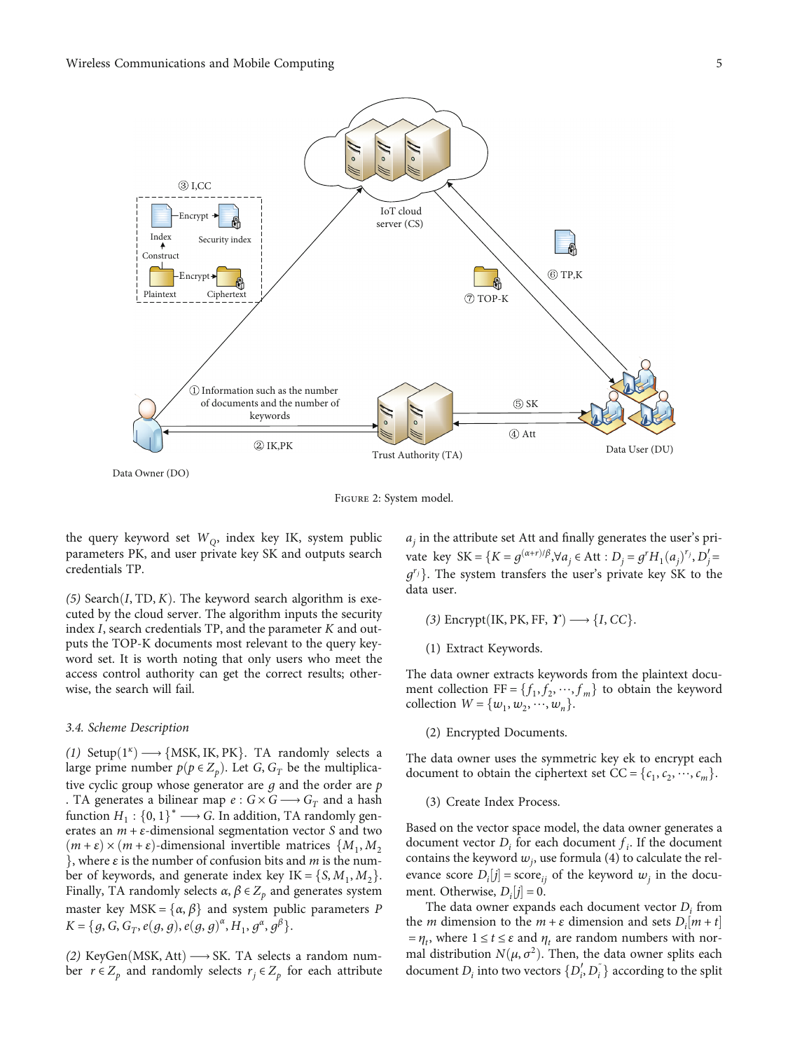Figure 2: System model.

the query keyword set $W_Q$, index key IK, system public parameters PK, and user private key SK and outputs search credentials TP.

*(5)* Search$(I, \text{TD}, K)$. The keyword search algorithm is executed by the cloud server. The algorithm inputs the security index $I$, search credentials TP, and the parameter $K$ and outputs the TOP-K documents most relevant to the query keyword set. It is worth noting that only users who meet the access control authority can get the correct results; otherwise, the search will fail.

### 3.4. Scheme Description

*(1)* Setup$(1^\kappa) \longrightarrow \{\text{MSK}, \text{IK}, \text{PK}\}$. TA randomly selects a large prime number $p (p \in Z_p)$. Let $G, G_T$ be the multiplicative cyclic group whose generator are $g$ and the order are $p$. TA generates a bilinear map $e : G \times G \longrightarrow G_T$ and a hash function $H_1 : \{0,1\}^* \longrightarrow G$. In addition, TA randomly generates an $m+\varepsilon$-dimensional segmentation vector $S$ and two $(m+\varepsilon) \times (m+\varepsilon)$-dimensional invertible matrices $\{M_1, M_2\}$, where $\varepsilon$ is the number of confusion bits and $m$ is the number of keywords, and generate index key $\text{IK} = \{S, M_1, M_2\}$. Finally, TA randomly selects $\alpha, \beta \in Z_p$ and generates system master key $\text{MSK} = \{\alpha, \beta\}$ and system public parameters $PK = \{g, G, G_T, e(g,g), e(g,g)^\alpha, H_1, g^\alpha, g^\beta\}$.

*(2)* KeyGen$(\text{MSK}, \text{Att}) \longrightarrow \text{SK}$. TA selects a random number $r \in Z_p$ and randomly selects $r_j \in Z_p$ for each attribute $a_j$ in the attribute set Att and finally generates the user's private key $\text{SK} = \{K = g^{(\alpha+r)/\beta}, \forall a_j \in \text{Att} : D_j = g^r H_1(a_j)^{r_j}, D'_j = g^{r_j}\}$. The system transfers the user's private key SK to the data user.

*(3)* Encrypt$(\text{IK}, \text{PK}, \text{FF}, \Upsilon) \longrightarrow \{I, CC\}$.

(1) Extract Keywords.

The data owner extracts keywords from the plaintext document collection $\text{FF} = \{f_1, f_2, \cdots, f_m\}$ to obtain the keyword collection $W = \{w_1, w_2, \cdots, w_n\}$.

(2) Encrypted Documents.

The data owner uses the symmetric key ek to encrypt each document to obtain the ciphertext set $\text{CC} = \{c_1, c_2, \cdots, c_m\}$.

(3) Create Index Process.

Based on the vector space model, the data owner generates a document vector $D_i$ for each document $f_i$. If the document contains the keyword $w_j$, use formula (4) to calculate the relevance score $D_i[j] = \text{score}_{ij}$ of the keyword $w_j$ in the document. Otherwise, $D_i[j] = 0$.

The data owner expands each document vector $D_i$ from the $m$ dimension to the $m+\varepsilon$ dimension and sets $D_i[m+t] = \eta_t$, where $1 \le t \le \varepsilon$ and $\eta_t$ are random numbers with normal distribution $N(\mu, \sigma^2)$. Then, the data owner splits each document $D_i$ into two vectors $\{D'_i, D''_i\}$ according to the split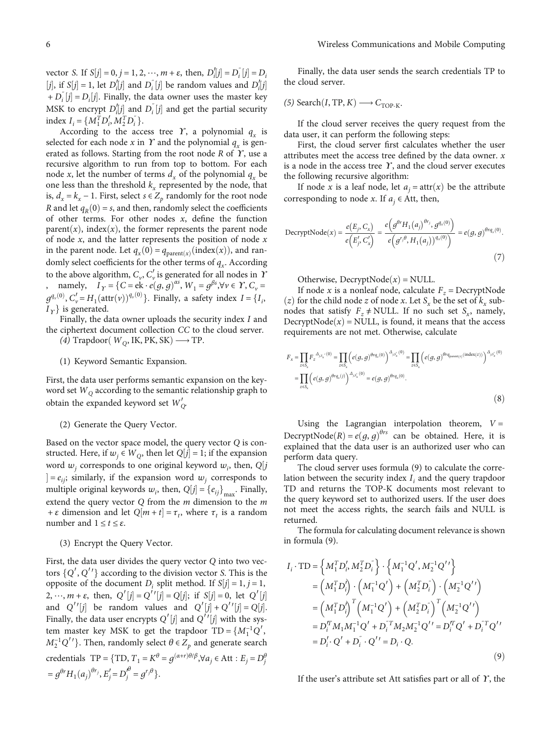vector $S$. If $S[j]=0, j=1,2,\cdots,m+\varepsilon$, then, $D_i'[j]=D_i''[j]=D_i[j]$, if $S[j]=1$, let $D_i'[j]$ and $D_i''[j]$ be random values and $D_i'[j]+D_i''[j]=D_i[j]$. Finally, the data owner uses the master key MSK to encrypt $D_i'[j]$ and $D_i''[j]$ and get the partial security index $I_i=\{M_1^T D_i', M_2^T D_i''\}$.

According to the access tree $\Upsilon$, a polynomial $q_x$ is selected for each node $x$ in $\Upsilon$ and the polynomial $q_x$ is generated as follows. Starting from the root node $R$ of $\Upsilon$, use a recursive algorithm to run from top to bottom. For each node $x$, let the number of terms $d_x$ of the polynomial $q_x$ be one less than the threshold $k_x$ represented by the node, that is, $d_x=k_x-1$. First, select $s\in Z_p$ randomly for the root node $R$ and let $q_R(0)=s$, and then, randomly select the coefficients of other terms. For other nodes $x$, define the function parent$(x)$, index$(x)$, the former represents the parent node of node $x$, and the latter represents the position of node $x$ in the parent node. Let $q_x(0)=q_{\text{parent}(x)}(\text{index}(x))$, and randomly select coefficients for the other terms of $q_x$. According to the above algorithm, $C_v, C_v'$ is generated for all nodes in $\Upsilon$, namely, $I_\Upsilon=\{C=\text{ek}\cdot e(g,g)^{\alpha s}, W_1=g^{\beta s}, \forall v\in\Upsilon, C_v=g^{q_v(0)}, C_v'=H_1(\text{attr}(v))^{q_v(0)}\}$. Finally, a safety index $I=\{I_i, I_\Upsilon\}$ is generated.

Finally, the data owner uploads the security index $I$ and the ciphertext document collection $CC$ to the cloud server.

*(4)* Trapdoor$(W_Q, \text{IK}, \text{PK}, \text{SK})\longrightarrow \text{TP}$.

(1) Keyword Semantic Expansion.

First, the data user performs semantic expansion on the keyword set $W_Q$ according to the semantic relationship graph to obtain the expanded keyword set $W_Q'$.

(2) Generate the Query Vector.

Based on the vector space model, the query vector $Q$ is constructed. Here, if $w_j\in W_Q$, then let $Q[j]=1$; if the expansion word $w_j$ corresponds to one original keyword $w_i$, then, $Q[j]=e_{ij}$; similarly, if the expansion word $w_j$ corresponds to multiple original keywords $w_i$, then, $Q[j]=\{e_{ij}\}_{\max}$. Finally, extend the query vector $Q$ from the $m$ dimension to the $m+\varepsilon$ dimension and let $Q[m+t]=\tau_t$, where $\tau_t$ is a random number and $1\le t\le\varepsilon$.

(3) Encrypt the Query Vector.

First, the data user divides the query vector $Q$ into two vectors $\{Q', Q''\}$ according to the division vector $S$. This is the opposite of the document $D_i$ split method. If $S[j]=1, j=1,2,\cdots,m+\varepsilon$, then, $Q'[j]=Q''[j]=Q[j]$; if $S[j]=0$, let $Q'[j]$ and $Q''[j]$ be random values and $Q'[j]+Q''[j]=Q[j]$. Finally, the data user encrypts $Q'[j]$ and $Q''[j]$ with the system master key MSK to get the trapdoor $\text{TD}=\{M_1^{-1}Q', M_2^{-1}Q''\}$. Then, randomly select $\theta\in Z_p$ and generate search credentials $\text{TP}=\{\text{TD}, T_1=K^\theta=g^{(\alpha+r)\theta/\beta}, \forall a_j\in\text{Att}: E_j=D_j^\theta=g^{\theta r}H_1(a_j)^{\theta r_j}, E_j'=D_j'^\theta=g^{r_j\theta}\}$.

Finally, the data user sends the search credentials TP to the cloud server.

*(5)* Search$(I, \text{TP}, K)\longrightarrow C_{\text{TOP-K}}$.

If the cloud server receives the query request from the data user, it can perform the following steps:

First, the cloud server first calculates whether the user attributes meet the access tree defined by the data owner. $x$ is a node in the access tree $\Upsilon$, and the cloud server executes the following recursive algorithm:

If node $x$ is a leaf node, let $a_j=\text{attr}(x)$ be the attribute corresponding to node $x$. If $a_j\in\text{Att}$, then,

$$\text{DecryptNode}(x)=\frac{e(E_j, C_x)}{e(E_j', C_x')}=\frac{e\left(g^{\theta r}H_1(a_j)^{\theta r_j}, g^{q_x(0)}\right)}{e\left(g^{r_j\theta}, H_1(a_j)\right)^{q_x(0)}}=e(g,g)^{\theta r q_x(0)}. \tag{7}$$

Otherwise, DecryptNode$(x)$ = NULL.

If node $x$ is a nonleaf node, calculate $F_z=\text{DecryptNode}(z)$ for the child node $z$ of node $x$. Let $S_x$ be the set of $k_x$ subnodes that satisfy $F_z\neq\text{NULL}$. If no such set $S_x$, namely, DecryptNode$(x)$ = NULL, is found, it means that the access requirements are not met. Otherwise, calculate

$$\begin{aligned}F_x&=\prod_{z\in S_x}F_z^{\Delta_{j,S_x'}(0)}=\prod_{z\in S_x}\left(e(g,g)^{\theta r q_z(0)}\right)^{\Delta_{j,S_x'}(0)}=\prod_{z\in S_x}\left(e(g,g)^{\theta r q_{\text{parent}(z)}(\text{index}(z))}\right)^{\Delta_{j,S_x'}(0)}\\&=\prod_{z\in S_x}\left(e(g,g)^{\theta r q_x(j)}\right)^{\Delta_{j,S_x'}(0)}=e(g,g)^{\theta r q_x(0)}.\end{aligned} \tag{8}$$

Using the Lagrangian interpolation theorem, $V=\text{DecryptNode}(R)=e(g,g)^{\theta rs}$ can be obtained. Here, it is explained that the data user is an authorized user who can perform data query.

The cloud server uses formula (9) to calculate the correlation between the security index $I_i$ and the query trapdoor TD and returns the TOP-K documents most relevant to the query keyword set to authorized users. If the user does not meet the access rights, the search fails and NULL is returned.

The formula for calculating document relevance is shown in formula (9).

$$\begin{aligned}I_i\cdot\text{TD}&=\left\{M_1^T D_i', M_2^T D_i''\right\}\cdot\left\{M_1^{-1}Q', M_2^{-1}Q''\right\}\\&=\left(M_1^T D_i'\right)\cdot\left(M_1^{-1}Q'\right)+\left(M_2^T D_i''\right)\cdot\left(M_2^{-1}Q''\right)\\&=\left(M_1^T D_i'\right)^T\left(M_1^{-1}Q'\right)+\left(M_2^T D_i''\right)^T\left(M_2^{-1}Q''\right)\\&=D_i'^T M_1 M_1^{-1}Q'+D_i''^T M_2 M_2^{-1}Q''=D_i'^T Q'+D_i''^T Q''\\&=D_i'\cdot Q'+D_i''\cdot Q''=D_i\cdot Q.\end{aligned} \tag{9}$$

If the user's attribute set Att satisfies part or all of $\Upsilon$, the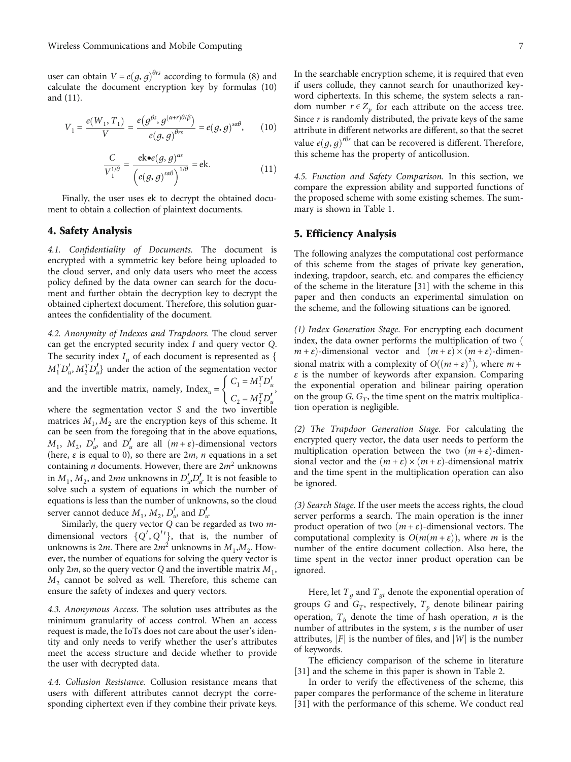user can obtain $V = e(g, g)^{\theta rs}$ according to formula (8) and calculate the document encryption key by formulas (10) and (11).

$$V_1 = \frac{e(W_1, T_1)}{V} = \frac{e\left(g^{\beta s}, g^{(\alpha+r)\theta/\beta}\right)}{e(g, g)^{\theta rs}} = e(g, g)^{s\alpha\theta}, \quad (10)$$

$$\frac{C}{V_1^{1/\theta}} = \frac{\text{ek}\bullet e(g, g)^{\alpha s}}{\left(e(g, g)^{s\alpha\theta}\right)^{1/\theta}} = \text{ek}. \quad (11)$$

Finally, the user uses ek to decrypt the obtained document to obtain a collection of plaintext documents.

## 4. Safety Analysis

*4.1. Confidentiality of Documents.* The document is encrypted with a symmetric key before being uploaded to the cloud server, and only data users who meet the access policy defined by the data owner can search for the document and further obtain the decryption key to decrypt the obtained ciphertext document. Therefore, this solution guarantees the confidentiality of the document.

*4.2. Anonymity of Indexes and Trapdoors.* The cloud server can get the encrypted security index $I$ and query vector $Q$. The security index $I_u$ of each document is represented as $\{M_1^T D_u', M_2^T D_u''\}$ under the action of the segmentation vector and the invertible matrix, namely, $\text{Index}_u = \begin{cases} C_1 = M_1^T D_u' \\ C_2 = M_2^T D_u'' \end{cases}$, where the segmentation vector $S$ and the two invertible matrices $M_1, M_2$ are the encryption keys of this scheme. It can be seen from the foregoing that in the above equations, $M_1$, $M_2$, $D_u'$, and $D_u''$ are all $(m+\varepsilon)$-dimensional vectors (here, $\varepsilon$ is equal to 0), so there are $2m$, $n$ equations in a set containing $n$ documents. However, there are $2m^2$ unknowns in $M_1$, $M_2$, and $2mn$ unknowns in $D_u' D_u''$. It is not feasible to solve such a system of equations in which the number of equations is less than the number of unknowns, so the cloud server cannot deduce $M_1$, $M_2$, $D_u'$, and $D_u''$.

Similarly, the query vector $Q$ can be regarded as two $m$-dimensional vectors $\{Q', Q''\}$, that is, the number of unknowns is $2m$. There are $2m^2$ unknowns in $M_1$,$M_2$. However, the number of equations for solving the query vector is only $2m$, so the query vector $Q$ and the invertible matrix $M_1$, $M_2$ cannot be solved as well. Therefore, this scheme can ensure the safety of indexes and query vectors.

*4.3. Anonymous Access.* The solution uses attributes as the minimum granularity of access control. When an access request is made, the IoTs does not care about the user's identity and only needs to verify whether the user's attributes meet the access structure and decide whether to provide the user with decrypted data.

*4.4. Collusion Resistance.* Collusion resistance means that users with different attributes cannot decrypt the corresponding ciphertext even if they combine their private keys. In the searchable encryption scheme, it is required that even if users collude, they cannot search for unauthorized keyword ciphertexts. In this scheme, the system selects a random number $r \in Z_p$ for each attribute on the access tree. Since $r$ is randomly distributed, the private keys of the same attribute in different networks are different, so that the secret value $e(g, g)^{r\theta s}$ that can be recovered is different. Therefore, this scheme has the property of anticollusion.

*4.5. Function and Safety Comparison.* In this section, we compare the expression ability and supported functions of the proposed scheme with some existing schemes. The summary is shown in Table 1.

## 5. Efficiency Analysis

The following analyzes the computational cost performance of this scheme from the stages of private key generation, indexing, trapdoor, search, etc. and compares the efficiency of the scheme in the literature [31] with the scheme in this paper and then conducts an experimental simulation on the scheme, and the following situations can be ignored.

*(1) Index Generation Stage*. For encrypting each document index, the data owner performs the multiplication of two $(m+\varepsilon)$-dimensional vector and $(m+\varepsilon)\times(m+\varepsilon)$-dimensional matrix with a complexity of $O((m+\varepsilon)^2)$, where $m+\varepsilon$ is the number of keywords after expansion. Comparing the exponential operation and bilinear pairing operation on the group $G$, $G_T$, the time spent on the matrix multiplication operation is negligible.

*(2) The Trapdoor Generation Stage*. For calculating the encrypted query vector, the data user needs to perform the multiplication operation between the two $(m+\varepsilon)$-dimensional vector and the $(m+\varepsilon)\times(m+\varepsilon)$-dimensional matrix and the time spent in the multiplication operation can also be ignored.

*(3) Search Stage*. If the user meets the access rights, the cloud server performs a search. The main operation is the inner product operation of two $(m+\varepsilon)$-dimensional vectors. The computational complexity is $O(m(m+\varepsilon))$, where $m$ is the number of the entire document collection. Also here, the time spent in the vector inner product operation can be ignored.

Here, let $T_g$ and $T_{gt}$ denote the exponential operation of groups $G$ and $G_T$, respectively, $T_p$ denote bilinear pairing operation, $T_h$ denote the time of hash operation, $n$ is the number of attributes in the system, $s$ is the number of user attributes, $|F|$ is the number of files, and $|W|$ is the number of keywords.

The efficiency comparison of the scheme in literature [31] and the scheme in this paper is shown in Table 2.

In order to verify the effectiveness of the scheme, this paper compares the performance of the scheme in literature [31] with the performance of this scheme. We conduct real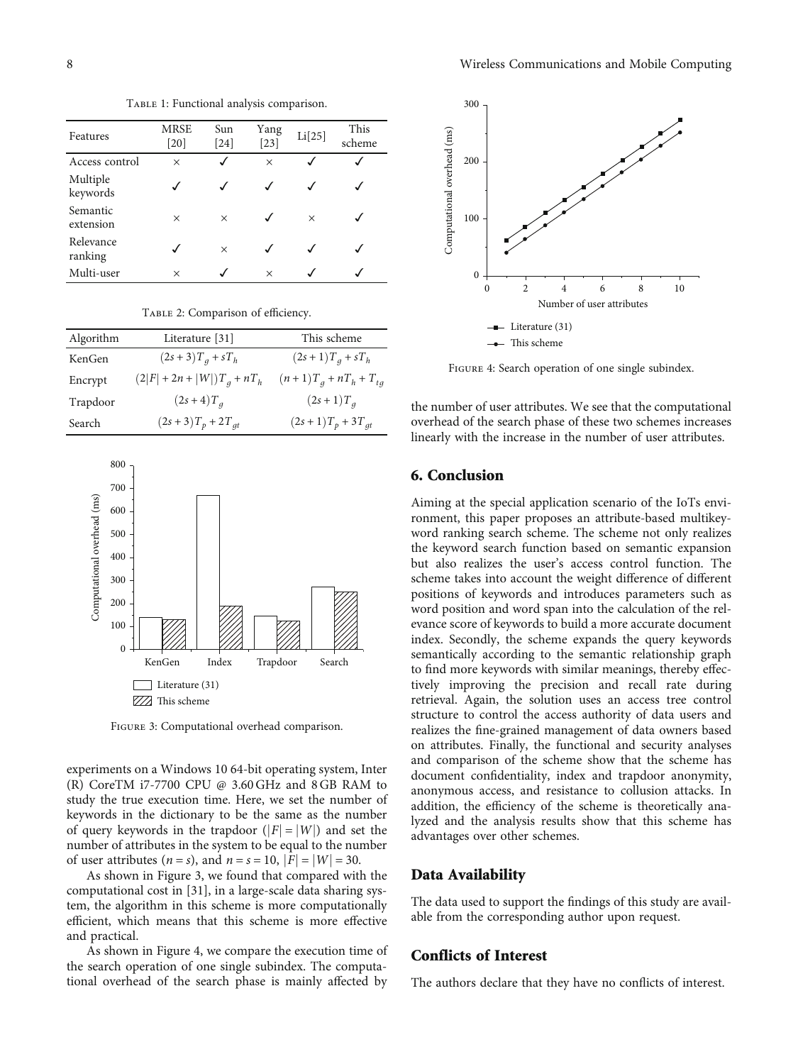Table 1: Functional analysis comparison.

| Features | MRSE [20] | Sun [24] | Yang [23] | Li[25] | This scheme |
|---|---|---|---|---|---|
| Access control | × | ✓ | × | ✓ | ✓ |
| Multiple keywords | ✓ | ✓ | ✓ | ✓ | ✓ |
| Semantic extension | × | × | ✓ | × | ✓ |
| Relevance ranking | ✓ | × | ✓ | ✓ | ✓ |
| Multi-user | × | ✓ | × | ✓ | ✓ |

Table 2: Comparison of efficiency.

| Algorithm | Literature [31] | This scheme |
|---|---|---|
| KenGen | $(2s+3)T_g + sT_h$ | $(2s+1)T_g + sT_h$ |
| Encrypt | $(2\|F\| + 2n + \|W\|)T_g + nT_h$ | $(n+1)T_g + nT_h + T_{tg}$ |
| Trapdoor | $(2s+4)T_g$ | $(2s+1)T_g$ |
| Search | $(2s+3)T_p + 2T_{gt}$ | $(2s+1)T_p + 3T_{gt}$ |

Figure 3: Computational overhead comparison.

experiments on a Windows 10 64-bit operating system, Inter (R) CoreTM i7-7700 CPU @ 3.60 GHz and 8 GB RAM to study the true execution time. Here, we set the number of keywords in the dictionary to be the same as the number of query keywords in the trapdoor ($|F| = |W|$) and set the number of attributes in the system to be equal to the number of user attributes ($n = s$), and $n = s = 10$, $|F| = |W| = 30$.

As shown in Figure 3, we found that compared with the computational cost in [31], in a large-scale data sharing system, the algorithm in this scheme is more computationally efficient, which means that this scheme is more effective and practical.

As shown in Figure 4, we compare the execution time of the search operation of one single subindex. The computational overhead of the search phase is mainly affected by the number of user attributes. We see that the computational overhead of the search phase of these two schemes increases linearly with the increase in the number of user attributes.

Figure 4: Search operation of one single subindex.

## 6. Conclusion

Aiming at the special application scenario of the IoTs environment, this paper proposes an attribute-based multikeyword ranking search scheme. The scheme not only realizes the keyword search function based on semantic expansion but also realizes the user's access control function. The scheme takes into account the weight difference of different positions of keywords and introduces parameters such as word position and word span into the calculation of the relevance score of keywords to build a more accurate document index. Secondly, the scheme expands the query keywords semantically according to the semantic relationship graph to find more keywords with similar meanings, thereby effectively improving the precision and recall rate during retrieval. Again, the solution uses an access tree control structure to control the access authority of data users and realizes the fine-grained management of data owners based on attributes. Finally, the functional and security analyses and comparison of the scheme show that the scheme has document confidentiality, index and trapdoor anonymity, anonymous access, and resistance to collusion attacks. In addition, the efficiency of the scheme is theoretically analyzed and the analysis results show that this scheme has advantages over other schemes.

## Data Availability

The data used to support the findings of this study are available from the corresponding author upon request.

## Conflicts of Interest

The authors declare that they have no conflicts of interest.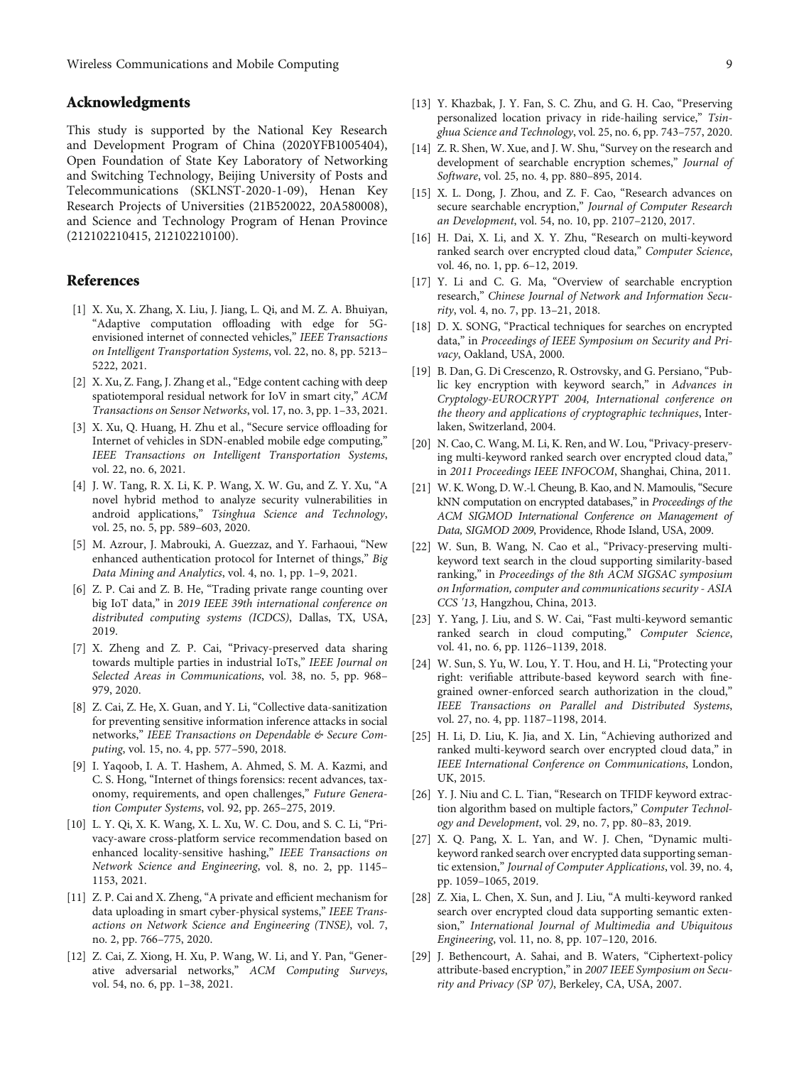## Acknowledgments

This study is supported by the National Key Research and Development Program of China (2020YFB1005404), Open Foundation of State Key Laboratory of Networking and Switching Technology, Beijing University of Posts and Telecommunications (SKLNST-2020-1-09), Henan Key Research Projects of Universities (21B520022, 20A580008), and Science and Technology Program of Henan Province (212102210415, 212102210100).

## References

[1] X. Xu, X. Zhang, X. Liu, J. Jiang, L. Qi, and M. Z. A. Bhuiyan, "Adaptive computation offloading with edge for 5G-envisioned internet of connected vehicles," *IEEE Transactions on Intelligent Transportation Systems*, vol. 22, no. 8, pp. 5213–5222, 2021.

[2] X. Xu, Z. Fang, J. Zhang et al., "Edge content caching with deep spatiotemporal residual network for IoV in smart city," *ACM Transactions on Sensor Networks*, vol. 17, no. 3, pp. 1–33, 2021.

[3] X. Xu, Q. Huang, H. Zhu et al., "Secure service offloading for Internet of vehicles in SDN-enabled mobile edge computing," *IEEE Transactions on Intelligent Transportation Systems*, vol. 22, no. 6, 2021.

[4] J. W. Tang, R. X. Li, K. P. Wang, X. W. Gu, and Z. Y. Xu, "A novel hybrid method to analyze security vulnerabilities in android applications," *Tsinghua Science and Technology*, vol. 25, no. 5, pp. 589–603, 2020.

[5] M. Azrour, J. Mabrouki, A. Guezzaz, and Y. Farhaoui, "New enhanced authentication protocol for Internet of things," *Big Data Mining and Analytics*, vol. 4, no. 1, pp. 1–9, 2021.

[6] Z. P. Cai and Z. B. He, "Trading private range counting over big IoT data," in *2019 IEEE 39th international conference on distributed computing systems (ICDCS)*, Dallas, TX, USA, 2019.

[7] X. Zheng and Z. P. Cai, "Privacy-preserved data sharing towards multiple parties in industrial IoTs," *IEEE Journal on Selected Areas in Communications*, vol. 38, no. 5, pp. 968–979, 2020.

[8] Z. Cai, Z. He, X. Guan, and Y. Li, "Collective data-sanitization for preventing sensitive information inference attacks in social networks," *IEEE Transactions on Dependable & Secure Computing*, vol. 15, no. 4, pp. 577–590, 2018.

[9] I. Yaqoob, I. A. T. Hashem, A. Ahmed, S. M. A. Kazmi, and C. S. Hong, "Internet of things forensics: recent advances, taxonomy, requirements, and open challenges," *Future Generation Computer Systems*, vol. 92, pp. 265–275, 2019.

[10] L. Y. Qi, X. K. Wang, X. L. Xu, W. C. Dou, and S. C. Li, "Privacy-aware cross-platform service recommendation based on enhanced locality-sensitive hashing," *IEEE Transactions on Network Science and Engineering*, vol. 8, no. 2, pp. 1145–1153, 2021.

[11] Z. P. Cai and X. Zheng, "A private and efficient mechanism for data uploading in smart cyber-physical systems," *IEEE Transactions on Network Science and Engineering (TNSE)*, vol. 7, no. 2, pp. 766–775, 2020.

[12] Z. Cai, Z. Xiong, H. Xu, P. Wang, W. Li, and Y. Pan, "Generative adversarial networks," *ACM Computing Surveys*, vol. 54, no. 6, pp. 1–38, 2021.

[13] Y. Khazbak, J. Y. Fan, S. C. Zhu, and G. H. Cao, "Preserving personalized location privacy in ride-hailing service," *Tsinghua Science and Technology*, vol. 25, no. 6, pp. 743–757, 2020.

[14] Z. R. Shen, W. Xue, and J. W. Shu, "Survey on the research and development of searchable encryption schemes," *Journal of Software*, vol. 25, no. 4, pp. 880–895, 2014.

[15] X. L. Dong, J. Zhou, and Z. F. Cao, "Research advances on secure searchable encryption," *Journal of Computer Research and Development*, vol. 54, no. 10, pp. 2107–2120, 2017.

[16] H. Dai, X. Li, and X. Y. Zhu, "Research on multi-keyword ranked search over encrypted cloud data," *Computer Science*, vol. 46, no. 1, pp. 6–12, 2019.

[17] Y. Li and C. G. Ma, "Overview of searchable encryption research," *Chinese Journal of Network and Information Security*, vol. 4, no. 7, pp. 13–21, 2018.

[18] D. X. SONG, "Practical techniques for searches on encrypted data," in *Proceedings of IEEE Symposium on Security and Privacy*, Oakland, USA, 2000.

[19] B. Dan, G. Di Crescenzo, R. Ostrovsky, and G. Persiano, "Public key encryption with keyword search," in *Advances in Cryptology-EUROCRYPT 2004, International conference on the theory and applications of cryptographic techniques*, Interlaken, Switzerland, 2004.

[20] N. Cao, C. Wang, M. Li, K. Ren, and W. Lou, "Privacy-preserving multi-keyword ranked search over encrypted cloud data," in *2011 Proceedings IEEE INFOCOM*, Shanghai, China, 2011.

[21] W. K. Wong, D. W.-l. Cheung, B. Kao, and N. Mamoulis, "Secure kNN computation on encrypted databases," in *Proceedings of the ACM SIGMOD International Conference on Management of Data, SIGMOD 2009*, Providence, Rhode Island, USA, 2009.

[22] W. Sun, B. Wang, N. Cao et al., "Privacy-preserving multi-keyword text search in the cloud supporting similarity-based ranking," in *Proceedings of the 8th ACM SIGSAC symposium on Information, computer and communications security - ASIA CCS '13*, Hangzhou, China, 2013.

[23] Y. Yang, J. Liu, and S. W. Cai, "Fast multi-keyword semantic ranked search in cloud computing," *Computer Science*, vol. 41, no. 6, pp. 1126–1139, 2018.

[24] W. Sun, S. Yu, W. Lou, Y. T. Hou, and H. Li, "Protecting your right: verifiable attribute-based keyword search with fine-grained owner-enforced search authorization in the cloud," *IEEE Transactions on Parallel and Distributed Systems*, vol. 27, no. 4, pp. 1187–1198, 2014.

[25] H. Li, D. Liu, K. Jia, and X. Lin, "Achieving authorized and ranked multi-keyword search over encrypted cloud data," in *IEEE International Conference on Communications*, London, UK, 2015.

[26] Y. J. Niu and C. L. Tian, "Research on TFIDF keyword extraction algorithm based on multiple factors," *Computer Technology and Development*, vol. 29, no. 7, pp. 80–83, 2019.

[27] X. Q. Pang, X. L. Yan, and W. J. Chen, "Dynamic multi-keyword ranked search over encrypted data supporting semantic extension," *Journal of Computer Applications*, vol. 39, no. 4, pp. 1059–1065, 2019.

[28] Z. Xia, L. Chen, X. Sun, and J. Liu, "A multi-keyword ranked search over encrypted cloud data supporting semantic extension," *International Journal of Multimedia and Ubiquitous Engineering*, vol. 11, no. 8, pp. 107–120, 2016.

[29] J. Bethencourt, A. Sahai, and B. Waters, "Ciphertext-policy attribute-based encryption," in *2007 IEEE Symposium on Security and Privacy (SP '07)*, Berkeley, CA, USA, 2007.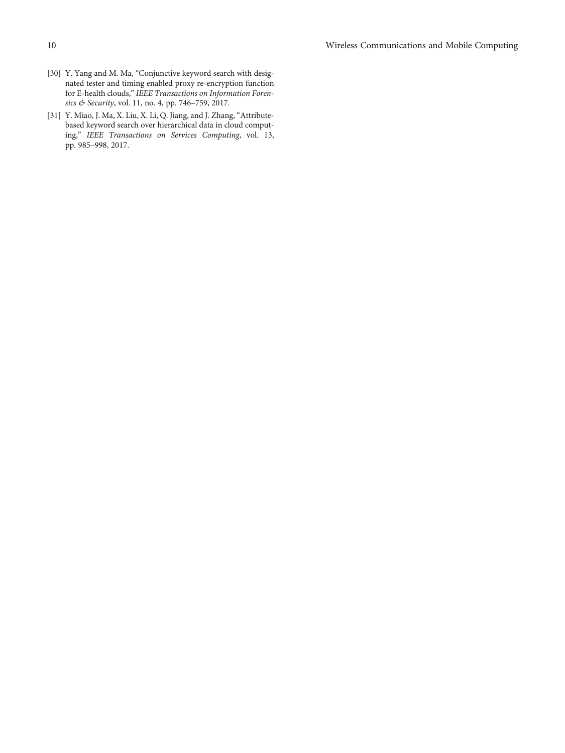[30] Y. Yang and M. Ma, "Conjunctive keyword search with designated tester and timing enabled proxy re-encryption function for E-health clouds," *IEEE Transactions on Information Forensics & Security*, vol. 11, no. 4, pp. 746–759, 2017.

[31] Y. Miao, J. Ma, X. Liu, X. Li, Q. Jiang, and J. Zhang, "Attribute-based keyword search over hierarchical data in cloud computing," *IEEE Transactions on Services Computing*, vol. 13, pp. 985–998, 2017.